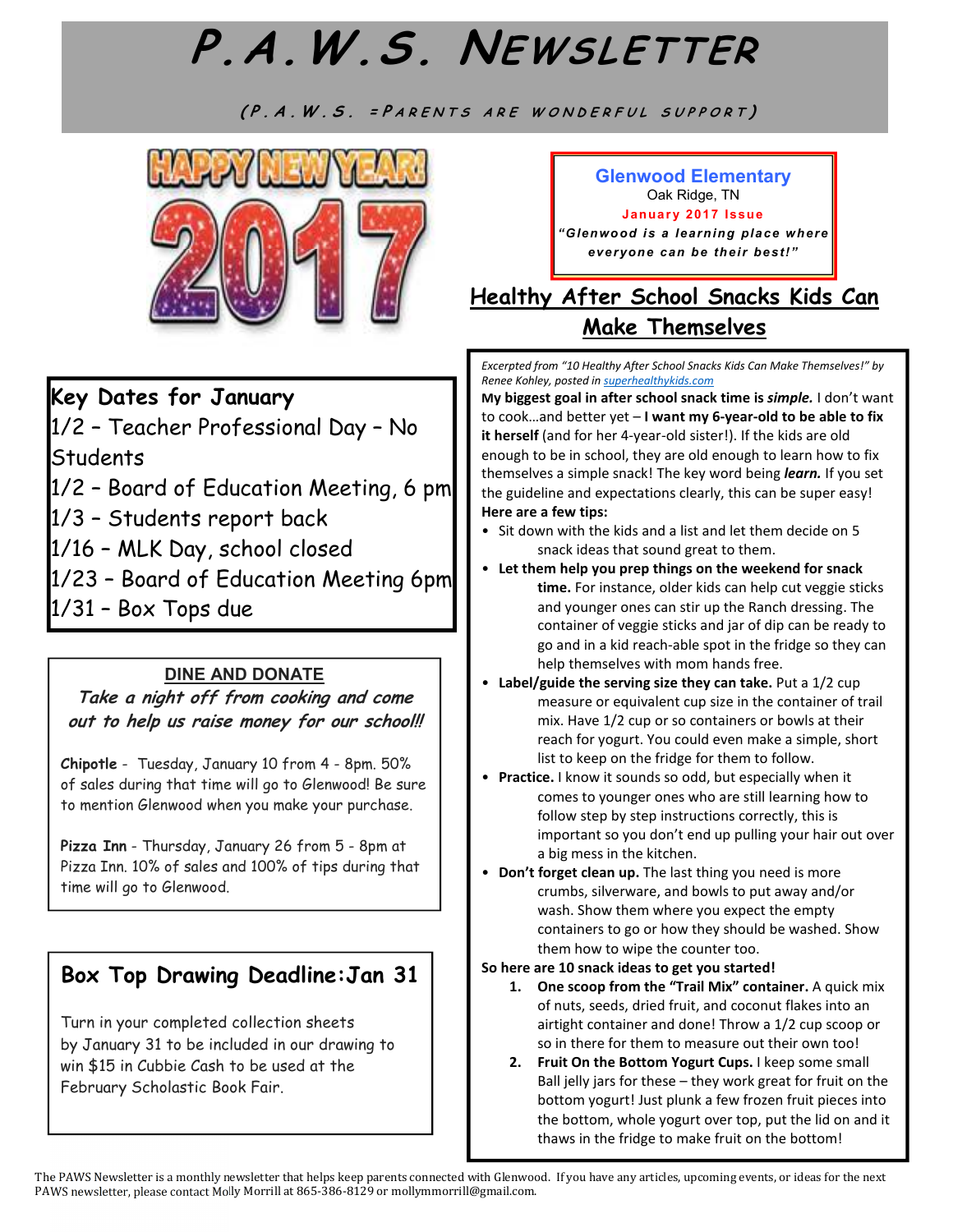# P.A.W.S. Newsletter

*(P.A.W.S. =Parents are wonderful support)*

HAPPY NEW YEAR! 2017

**Glenwood Elementary**
Oak Ridge, TN
**January 2017 Issue**
***"Glenwood is a learning place where everyone can be their best!"***

## Key Dates for January

1/2 – Teacher Professional Day – No Students
1/2 – Board of Education Meeting, 6 pm
1/3 – Students report back
1/16 – MLK Day, school closed
1/23 – Board of Education Meeting 6pm
1/31 – Box Tops due

## DINE AND DONATE

***Take a night off from cooking and come out to help us raise money for our school!!***

**Chipotle** - Tuesday, January 10 from 4 - 8pm. 50% of sales during that time will go to Glenwood! Be sure to mention Glenwood when you make your purchase.

**Pizza Inn** - Thursday, January 26 from 5 - 8pm at Pizza Inn. 10% of sales and 100% of tips during that time will go to Glenwood.

## Box Top Drawing Deadline:Jan 31

Turn in your completed collection sheets by January 31 to be included in our drawing to win $15 in Cubbie Cash to be used at the February Scholastic Book Fair.

## Healthy After School Snacks Kids Can Make Themselves

*Excerpted from "10 Healthy After School Snacks Kids Can Make Themselves!" by Renee Kohley, posted in superhealthykids.com*

**My biggest goal in after school snack time is *simple.*** I don't want to cook…and better yet – **I want my 6-year-old to be able to fix it herself** (and for her 4-year-old sister!). If the kids are old enough to be in school, they are old enough to learn how to fix themselves a simple snack! The key word being ***learn.*** If you set the guideline and expectations clearly, this can be super easy!

**Here are a few tips:**

- Sit down with the kids and a list and let them decide on 5 snack ideas that sound great to them.
- **Let them help you prep things on the weekend for snack time.** For instance, older kids can help cut veggie sticks and younger ones can stir up the Ranch dressing. The container of veggie sticks and jar of dip can be ready to go and in a kid reach-able spot in the fridge so they can help themselves with mom hands free.
- **Label/guide the serving size they can take.** Put a 1/2 cup measure or equivalent cup size in the container of trail mix. Have 1/2 cup or so containers or bowls at their reach for yogurt. You could even make a simple, short list to keep on the fridge for them to follow.
- **Practice.** I know it sounds so odd, but especially when it comes to younger ones who are still learning how to follow step by step instructions correctly, this is important so you don't end up pulling your hair out over a big mess in the kitchen.
- **Don't forget clean up.** The last thing you need is more crumbs, silverware, and bowls to put away and/or wash. Show them where you expect the empty containers to go or how they should be washed. Show them how to wipe the counter too.

**So here are 10 snack ideas to get you started!**

1. **One scoop from the "Trail Mix" container.** A quick mix of nuts, seeds, dried fruit, and coconut flakes into an airtight container and done! Throw a 1/2 cup scoop or so in there for them to measure out their own too!
2. **Fruit On the Bottom Yogurt Cups.** I keep some small Ball jelly jars for these – they work great for fruit on the bottom yogurt! Just plunk a few frozen fruit pieces into the bottom, whole yogurt over top, put the lid on and it thaws in the fridge to make fruit on the bottom!

The PAWS Newsletter is a monthly newsletter that helps keep parents connected with Glenwood. If you have any articles, upcoming events, or ideas for the next PAWS newsletter, please contact Molly Morrill at 865-386-8129 or mollymmorrill@gmail.com.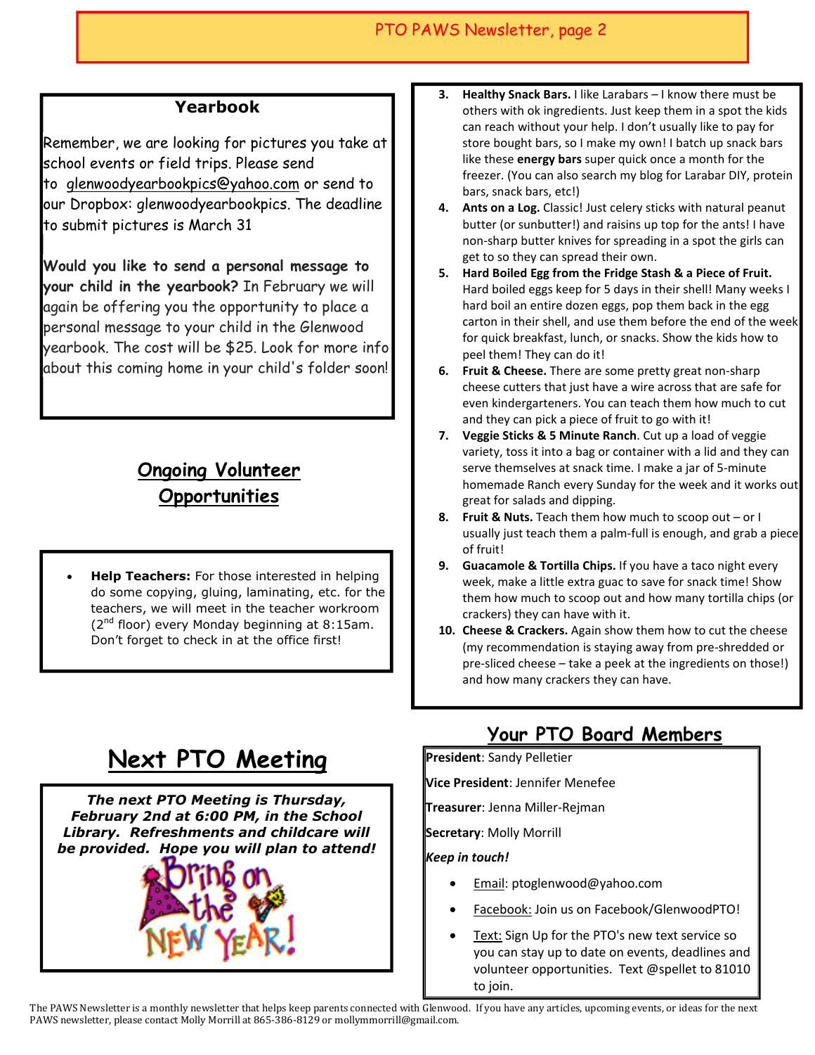## Yearbook

Remember, we are looking for pictures you take at school events or field trips. Please send to glenwoodyearbookpics@yahoo.com or send to our Dropbox: glenwoodyearbookpics. The deadline to submit pictures is March 31

**Would you like to send a personal message to your child in the yearbook?** In February we will again be offering you the opportunity to place a personal message to your child in the Glenwood yearbook. The cost will be $25. Look for more info about this coming home in your child's folder soon!

## Ongoing Volunteer Opportunities

- **Help Teachers:** For those interested in helping do some copying, gluing, laminating, etc. for the teachers, we will meet in the teacher workroom (2nd floor) every Monday beginning at 8:15am. Don't forget to check in at the office first!

## Next PTO Meeting

***The next PTO Meeting is Thursday, February 2nd at 6:00 PM, in the School Library. Refreshments and childcare will be provided. Hope you will plan to attend!***

3. **Healthy Snack Bars.** I like Larabars – I know there must be others with ok ingredients. Just keep them in a spot the kids can reach without your help. I don't usually like to pay for store bought bars, so I make my own! I batch up snack bars like these **energy bars** super quick once a month for the freezer. (You can also search my blog for Larabar DIY, protein bars, snack bars, etc!)
4. **Ants on a Log.** Classic! Just celery sticks with natural peanut butter (or sunbutter!) and raisins up top for the ants! I have non-sharp butter knives for spreading in a spot the girls can get to so they can spread their own.
5. **Hard Boiled Egg from the Fridge Stash & a Piece of Fruit.** Hard boiled eggs keep for 5 days in their shell! Many weeks I hard boil an entire dozen eggs, pop them back in the egg carton in their shell, and use them before the end of the week for quick breakfast, lunch, or snacks. Show the kids how to peel them! They can do it!
6. **Fruit & Cheese.** There are some pretty great non-sharp cheese cutters that just have a wire across that are safe for even kindergarteners. You can teach them how much to cut and they can pick a piece of fruit to go with it!
7. **Veggie Sticks & 5 Minute Ranch**. Cut up a load of veggie variety, toss it into a bag or container with a lid and they can serve themselves at snack time. I make a jar of 5-minute homemade Ranch every Sunday for the week and it works out great for salads and dipping.
8. **Fruit & Nuts.** Teach them how much to scoop out – or I usually just teach them a palm-full is enough, and grab a piece of fruit!
9. **Guacamole & Tortilla Chips.** If you have a taco night every week, make a little extra guac to save for snack time! Show them how much to scoop out and how many tortilla chips (or crackers) they can have with it.
10. **Cheese & Crackers.** Again show them how to cut the cheese (my recommendation is staying away from pre-shredded or pre-sliced cheese – take a peek at the ingredients on those!) and how many crackers they can have.

## Your PTO Board Members

**President**: Sandy Pelletier

**Vice President**: Jennifer Menefee

**Treasurer**: Jenna Miller-Rejman

**Secretary**: Molly Morrill

***Keep in touch!***

- Email: ptoglenwood@yahoo.com
- Facebook: Join us on Facebook/GlenwoodPTO!
- Text: Sign Up for the PTO's new text service so you can stay up to date on events, deadlines and volunteer opportunities. Text @spellet to 81010 to join.

The PAWS Newsletter is a monthly newsletter that helps keep parents connected with Glenwood. If you have any articles, upcoming events, or ideas for the next PAWS newsletter, please contact Molly Morrill at 865-386-8129 or mollymmorrill@gmail.com.